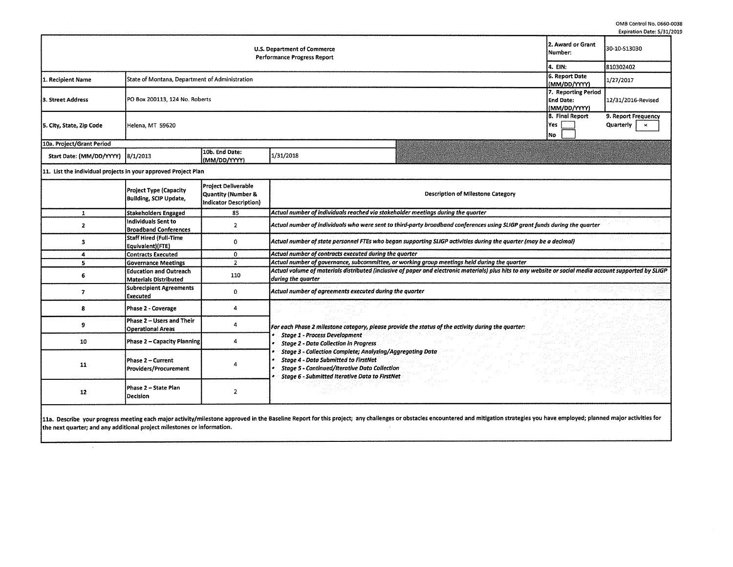OMB Control No. 0660-0038
Expiration Date: 5/31/2019

| U.S. Department of Commerce Performance Progress Report | | 2. Award or Grant Number: | 30-10-S13030 |
|---|---|---|---|
| | | 4. EIN: | 810302402 |
| 1. Recipient Name | State of Montana, Department of Administration | 6. Report Date (MM/DD/YYYY) | 1/27/2017 |
| 3. Street Address | PO Box 200113, 124 No. Roberts | 7. Reporting Period End Date: (MM/DD/YYYY) | 12/31/2016-Revised |
| 5. City, State, Zip Code | Helena, MT 59620 | 8. Final Report Yes [ ] No [ ] | 9. Report Frequency Quarterly [x] |

| 10a. Project/Grant Period | | | |
|---|---|---|---|
| Start Date: (MM/DD/YYYY) | 8/1/2013 | 10b. End Date: (MM/DD/YYYY) | 1/31/2018 |

11. List the individual projects in your approved Project Plan

| | Project Type (Capacity Building, SCIP Update, | Project Deliverable Quantity (Number & Indicator Description) | Description of Milestone Category |
|---|---|---|---|
| 1 | Stakeholders Engaged | 85 | *Actual number of individuals reached via stakeholder meetings during the quarter* |
| 2 | Individuals Sent to Broadband Conferences | 2 | *Actual number of individuals who were sent to third-party broadband conferences using SLIGP grant funds during the quarter* |
| 3 | Staff Hired (Full-Time Equivalent)(FTE) | 0 | *Actual number of state personnel FTEs who began supporting SLIGP activities during the quarter (may be a decimal)* |
| 4 | Contracts Executed | 0 | *Actual number of contracts executed during the quarter* |
| 5 | Governance Meetings | 2 | *Actual number of governance, subcommittee, or working group meetings held during the quarter* |
| 6 | Education and Outreach Materials Distributed | 110 | *Actual volume of materials distributed (inclusive of paper and electronic materials) plus hits to any website or social media account supported by SLIGP during the quarter* |
| 7 | Subrecipient Agreements Executed | 0 | *Actual number of agreements executed during the quarter* |
| 8 | Phase 2 - Coverage | 4 | *For each Phase 2 milestone category, please provide the status of the activity during the quarter:* <br>• *Stage 1 - Process Development* <br>• *Stage 2 - Data Collection in Progress* <br>• *Stage 3 - Collection Complete; Analyzing/Aggregating Data* <br>• *Stage 4 - Data Submitted to FirstNet* <br>• *Stage 5 - Continued/Iterative Data Collection* <br>• *Stage 6 - Submitted Iterative Data to FirstNet* |
| 9 | Phase 2 – Users and Their Operational Areas | 4 | |
| 10 | Phase 2 – Capacity Planning | 4 | |
| 11 | Phase 2 – Current Providers/Procurement | 4 | |
| 12 | Phase 2 – State Plan Decision | 2 | |

11a. Describe your progress meeting each major activity/milestone approved in the Baseline Report for this project; any challenges or obstacles encountered and mitigation strategies you have employed; planned major activities for the next quarter; and any additional project milestones or information.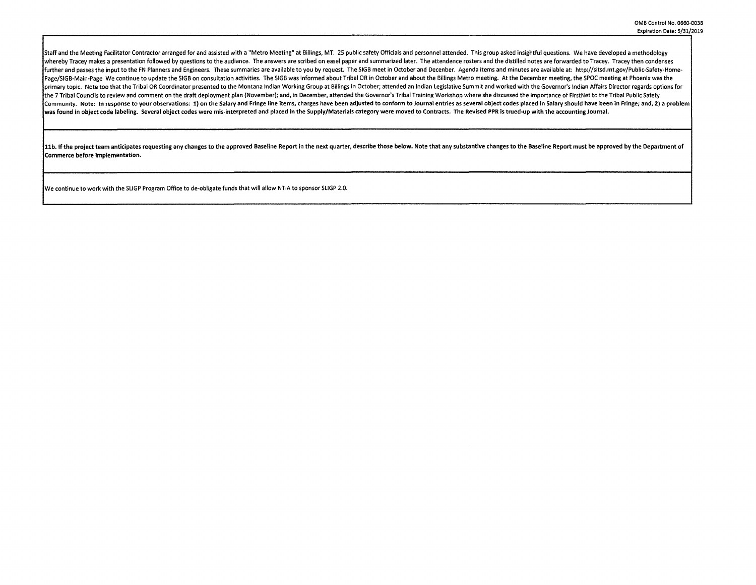Staff and the Meeting Facilitator Contractor arranged for and assisted with a "Metro Meeting" at Billings, MT. 25 public safety Officials and personnel attended. This group asked insightful questions. We have developed a methodology whereby Tracey makes a presentation followed by questions to the audiance. The answers are scribed on easel paper and summarized later. The attendence rosters and the distilled notes are forwarded to Tracey. Tracey then condenses further and passes the input to the FN Planners and Engineers. These summaries are available to you by request. The SIGB meet in October and Decenber. Agenda items and minutes are available at: http://sitsd.mt.gov/Public-Safety-Home-Page/SIGB-Main-Page We continue to update the SIGB on consultation activities. The SIGB was informed about Tribal OR in October and about the Billings Metro meeting. At the December meeting, the SPOC meeting at Phoenix was the primary topic. Note too that the Tribal OR Coordinator presented to the Montana Indian Working Group at Billings in October; attended an Indian Legislative Summit and worked with the Governor's Indian Affairs Director regards options for the 7 Tribal Councils to review and comment on the draft deployment plan (November); and, in December, attended the Governor's Tribal Training Workshop where she discussed the importance of FirstNet to the Tribal Public Safety Community. **Note: In response to your observations: 1) on the Salary and Fringe line items, charges have been adjusted to conform to Journal entries as several object codes placed in Salary should have been in Fringe; and, 2) a problem was found in object code labeling. Several object codes were mis-interpreted and placed in the Supply/Materials category were moved to Contracts. The Revised PPR is trued-up with the accounting Journal.**

**11b. If the project team anticipates requesting any changes to the approved Baseline Report in the next quarter, describe those below. Note that any substantive changes to the Baseline Report must be approved by the Department of Commerce before implementation.**

We continue to work with the SLIGP Program Office to de-obligate funds that will allow NTIA to sponsor SLIGP 2.0.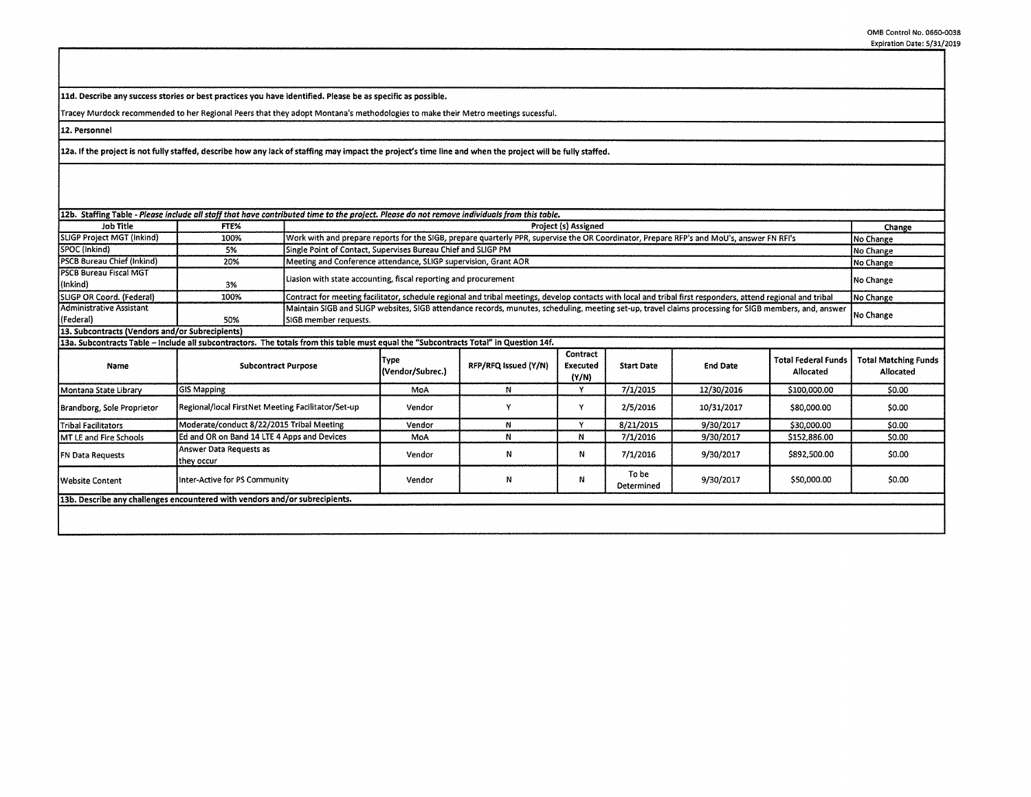**11d. Describe any success stories or best practices you have identified. Please be as specific as possible.**

Tracey Murdock recommended to her Regional Peers that they adopt Montana's methodologies to make their Metro meetings sucessful.

**12. Personnel**

**12a. If the project is not fully staffed, describe how any lack of staffing may impact the project's time line and when the project will be fully staffed.**

**12b. Staffing Table** - *Please include all staff that have contributed time to the project. Please do not remove individuals from this table.*

| Job Title | FTE% | Project (s) Assigned | Change |
|---|---|---|---|
| SLIGP Project MGT (Inkind) | 100% | Work with and prepare reports for the SIGB, prepare quarterly PPR, supervise the OR Coordinator, Prepare RFP's and MoU's, answer FN RFI's | No Change |
| SPOC (Inkind) | 5% | Single Point of Contact, Supervises Bureau Chief and SLIGP PM | No Change |
| PSCB Bureau Chief (Inkind) | 20% | Meeting and Conference attendance, SLIGP supervision, Grant AOR | No Change |
| PSCB Bureau Fiscal MGT (Inkind) | 3% | Liasion with state accounting, fiscal reporting and procurement | No Change |
| SLIGP OR Coord. (Federal) | 100% | Contract for meeting facilitator, schedule regional and tribal meetings, develop contacts with local and tribal first responders, attend regional and tribal | No Change |
| Administrative Assistant (Federal) | 50% | Maintain SIGB and SLIGP websites, SIGB attendance records, munutes, scheduling, meeting set-up, travel claims processing for SIGB members, and, answer SIGB member requests. | No Change |

**13. Subcontracts (Vendors and/or Subrecipients)**

**13a. Subcontracts Table – Include all subcontractors. The totals from this table must equal the "Subcontracts Total" in Question 14f.**

| Name | Subcontract Purpose | Type (Vendor/Subrec.) | RFP/RFQ Issued (Y/N) | Contract Executed (Y/N) | Start Date | End Date | Total Federal Funds Allocated | Total Matching Funds Allocated |
|---|---|---|---|---|---|---|---|---|
| Montana State Library | GIS Mapping | MoA | N | Y | 7/1/2015 | 12/30/2016 | $100,000.00 | $0.00 |
| Brandborg, Sole Proprietor | Regional/local FirstNet Meeting Facilitator/Set-up | Vendor | Y | Y | 2/5/2016 | 10/31/2017 | $80,000.00 | $0.00 |
| Tribal Facilitators | Moderate/conduct 8/22/2015 Tribal Meeting | Vendor | N | Y | 8/21/2015 | 9/30/2017 | $30,000.00 | $0.00 |
| MT LE and Fire Schools | Ed and OR on Band 14 LTE 4 Apps and Devices | MoA | N | N | 7/1/2016 | 9/30/2017 | $152,886.00 | $0.00 |
| FN Data Requests | Answer Data Requests as they occur | Vendor | N | N | 7/1/2016 | 9/30/2017 | $892,500.00 | $0.00 |
| Website Content | Inter-Active for PS Community | Vendor | N | N | To be Determined | 9/30/2017 | $50,000.00 | $0.00 |

**13b. Describe any challenges encountered with vendors and/or subrecipients.**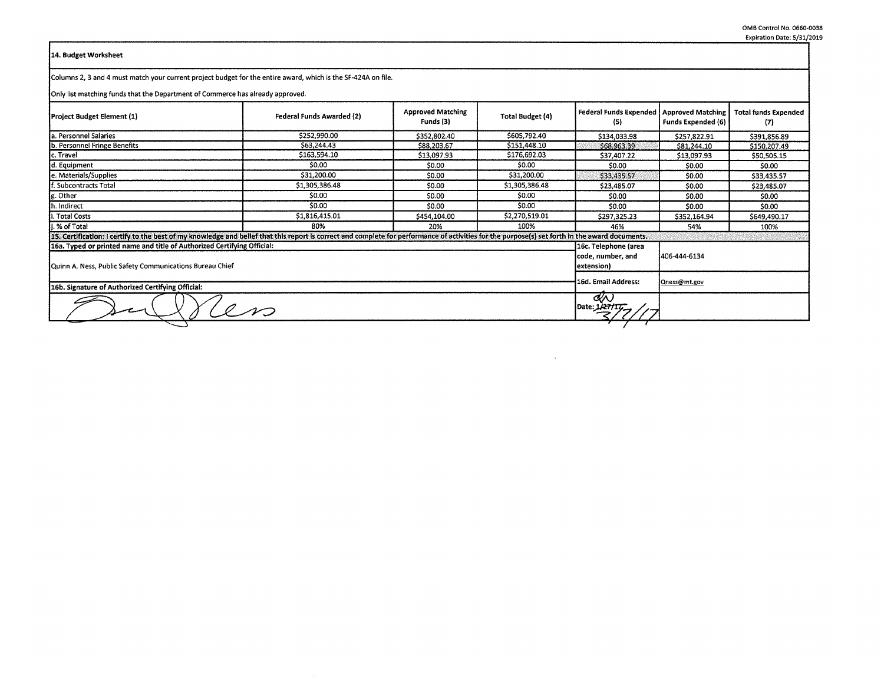OMB Control No. 0660-0038
Expiration Date: 5/31/2019

## 14. Budget Worksheet

Columns 2, 3 and 4 must match your current project budget for the entire award, which is the SF-424A on file.

Only list matching funds that the Department of Commerce has already approved.

| Project Budget Element (1) | Federal Funds Awarded (2) | Approved Matching Funds (3) | Total Budget (4) | Federal Funds Expended (5) | Approved Matching Funds Expended (6) | Total funds Expended (7) |
|---|---|---|---|---|---|---|
| a. Personnel Salaries | $252,990.00 | $352,802.40 | $605,792.40 | $134,033.98 | $257,822.91 | $391,856.89 |
| b. Personnel Fringe Benefits | $63,244.43 | $88,203.67 | $151,448.10 | $68,963.39 | $81,244.10 | $150,207.49 |
| c. Travel | $163,594.10 | $13,097.93 | $176,692.03 | $37,407.22 | $13,097.93 | $50,505.15 |
| d. Equipment | $0.00 | $0.00 | $0.00 | $0.00 | $0.00 | $0.00 |
| e. Materials/Supplies | $31,200.00 | $0.00 | $31,200.00 | $33,435.57 | $0.00 | $33,435.57 |
| f. Subcontracts Total | $1,305,386.48 | $0.00 | $1,305,386.48 | $23,485.07 | $0.00 | $23,485.07 |
| g. Other | $0.00 | $0.00 | $0.00 | $0.00 | $0.00 | $0.00 |
| h. Indirect | $0.00 | $0.00 | $0.00 | $0.00 | $0.00 | $0.00 |
| i. Total Costs | $1,816,415.01 | $454,104.00 | $2,270,519.01 | $297,325.23 | $352,164.94 | $649,490.17 |
| j. % of Total | 80% | 20% | 100% | 46% | 54% | 100% |

**15. Certification:** I certify to the best of my knowledge and belief that this report is correct and complete for performance of activities for the purpose(s) set forth in the award documents.

| | | |
|---|---|---|
| 16a. Typed or printed name and title of Authorized Certifying Official: Quinn A. Ness, Public Safety Communications Bureau Chief | 16c. Telephone (area code, number, and extension) | 406-444-6134 |
| 16b. Signature of Authorized Certifying Official: | 16d. Email Address: | Qness@mt.gov |
| | Date: ~~1/27/17~~ 3/7/17 | |